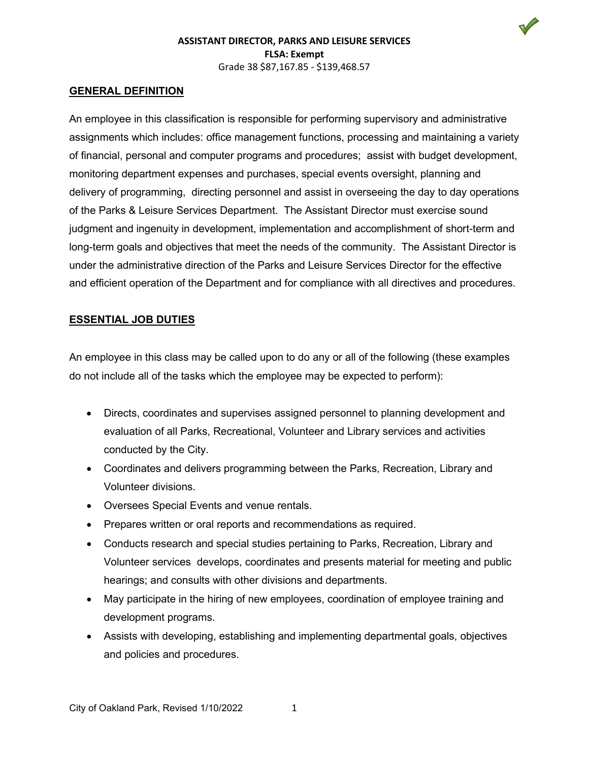**ASSISTANT DIRECTOR, PARKS AND LEISURE SERVICES**

**FLSA: Exempt**

Grade 38 $87,167.85 - $139,468.57

## GENERAL DEFINITION

An employee in this classification is responsible for performing supervisory and administrative assignments which includes: office management functions, processing and maintaining a variety of financial, personal and computer programs and procedures; assist with budget development, monitoring department expenses and purchases, special events oversight, planning and delivery of programming, directing personnel and assist in overseeing the day to day operations of the Parks & Leisure Services Department. The Assistant Director must exercise sound judgment and ingenuity in development, implementation and accomplishment of short-term and long-term goals and objectives that meet the needs of the community. The Assistant Director is under the administrative direction of the Parks and Leisure Services Director for the effective and efficient operation of the Department and for compliance with all directives and procedures.

## ESSENTIAL JOB DUTIES

An employee in this class may be called upon to do any or all of the following (these examples do not include all of the tasks which the employee may be expected to perform):

- Directs, coordinates and supervises assigned personnel to planning development and evaluation of all Parks, Recreational, Volunteer and Library services and activities conducted by the City.
- Coordinates and delivers programming between the Parks, Recreation, Library and Volunteer divisions.
- Oversees Special Events and venue rentals.
- Prepares written or oral reports and recommendations as required.
- Conducts research and special studies pertaining to Parks, Recreation, Library and Volunteer services develops, coordinates and presents material for meeting and public hearings; and consults with other divisions and departments.
- May participate in the hiring of new employees, coordination of employee training and development programs.
- Assists with developing, establishing and implementing departmental goals, objectives and policies and procedures.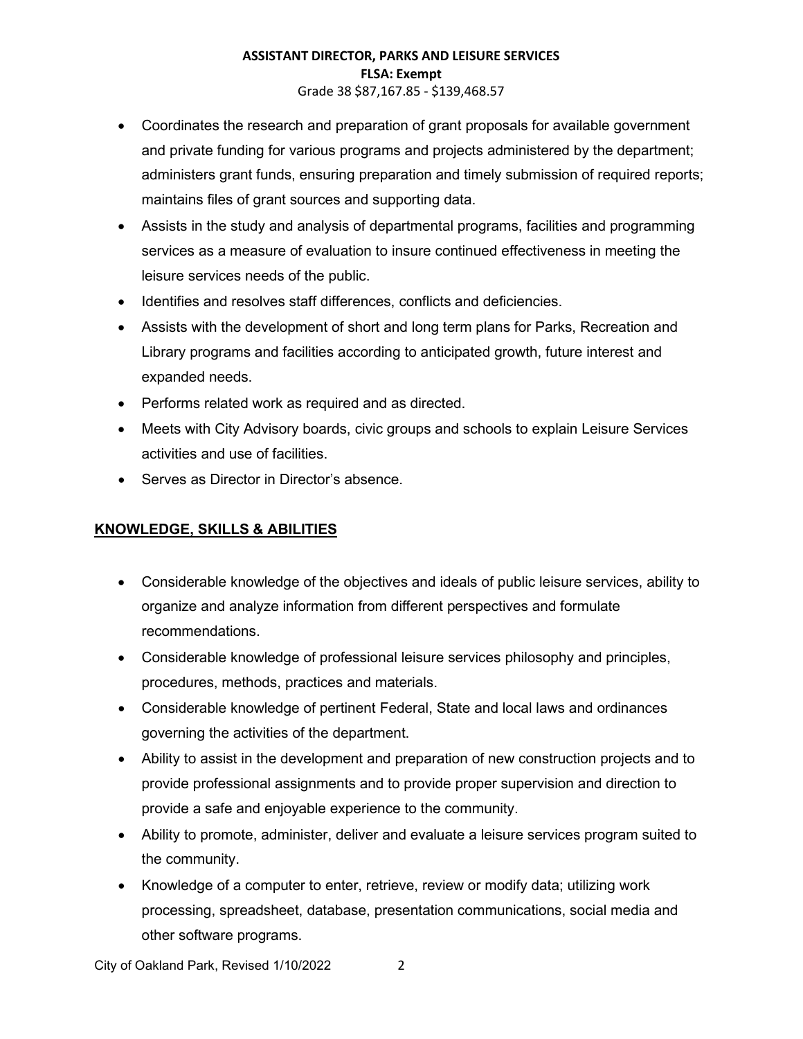- Coordinates the research and preparation of grant proposals for available government and private funding for various programs and projects administered by the department; administers grant funds, ensuring preparation and timely submission of required reports; maintains files of grant sources and supporting data.
- Assists in the study and analysis of departmental programs, facilities and programming services as a measure of evaluation to insure continued effectiveness in meeting the leisure services needs of the public.
- Identifies and resolves staff differences, conflicts and deficiencies.
- Assists with the development of short and long term plans for Parks, Recreation and Library programs and facilities according to anticipated growth, future interest and expanded needs.
- Performs related work as required and as directed.
- Meets with City Advisory boards, civic groups and schools to explain Leisure Services activities and use of facilities.
- Serves as Director in Director's absence.

## KNOWLEDGE, SKILLS & ABILITIES

- Considerable knowledge of the objectives and ideals of public leisure services, ability to organize and analyze information from different perspectives and formulate recommendations.
- Considerable knowledge of professional leisure services philosophy and principles, procedures, methods, practices and materials.
- Considerable knowledge of pertinent Federal, State and local laws and ordinances governing the activities of the department.
- Ability to assist in the development and preparation of new construction projects and to provide professional assignments and to provide proper supervision and direction to provide a safe and enjoyable experience to the community.
- Ability to promote, administer, deliver and evaluate a leisure services program suited to the community.
- Knowledge of a computer to enter, retrieve, review or modify data; utilizing work processing, spreadsheet, database, presentation communications, social media and other software programs.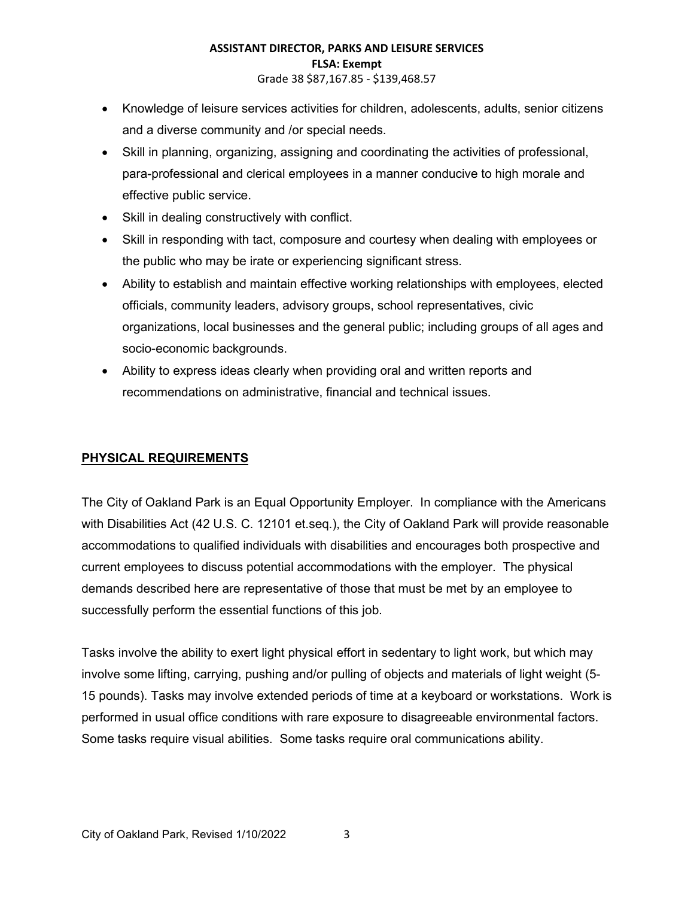- Knowledge of leisure services activities for children, adolescents, adults, senior citizens and a diverse community and /or special needs.
- Skill in planning, organizing, assigning and coordinating the activities of professional, para-professional and clerical employees in a manner conducive to high morale and effective public service.
- Skill in dealing constructively with conflict.
- Skill in responding with tact, composure and courtesy when dealing with employees or the public who may be irate or experiencing significant stress.
- Ability to establish and maintain effective working relationships with employees, elected officials, community leaders, advisory groups, school representatives, civic organizations, local businesses and the general public; including groups of all ages and socio-economic backgrounds.
- Ability to express ideas clearly when providing oral and written reports and recommendations on administrative, financial and technical issues.

## PHYSICAL REQUIREMENTS

The City of Oakland Park is an Equal Opportunity Employer. In compliance with the Americans with Disabilities Act (42 U.S. C. 12101 et.seq.), the City of Oakland Park will provide reasonable accommodations to qualified individuals with disabilities and encourages both prospective and current employees to discuss potential accommodations with the employer. The physical demands described here are representative of those that must be met by an employee to successfully perform the essential functions of this job.

Tasks involve the ability to exert light physical effort in sedentary to light work, but which may involve some lifting, carrying, pushing and/or pulling of objects and materials of light weight (5-15 pounds). Tasks may involve extended periods of time at a keyboard or workstations. Work is performed in usual office conditions with rare exposure to disagreeable environmental factors. Some tasks require visual abilities. Some tasks require oral communications ability.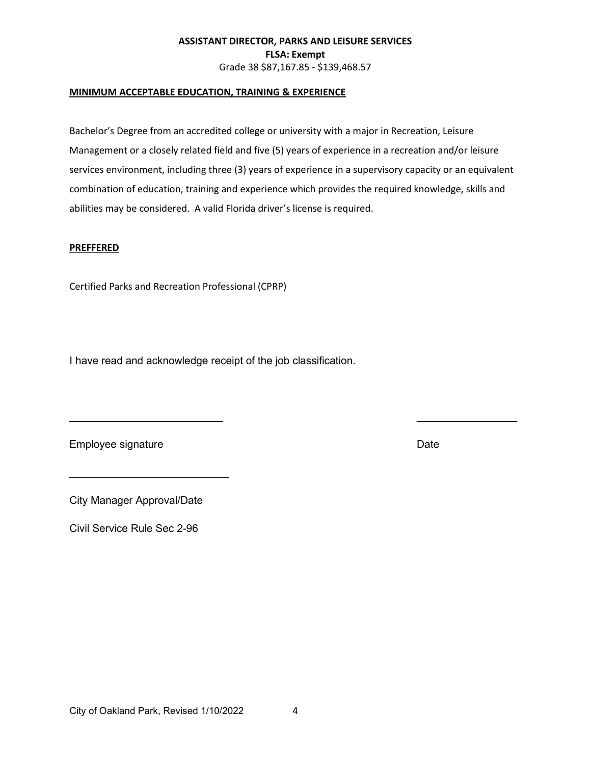**ASSISTANT DIRECTOR, PARKS AND LEISURE SERVICES**
**FLSA: Exempt**
Grade 38 $87,167.85 - $139,468.57

**MINIMUM ACCEPTABLE EDUCATION, TRAINING & EXPERIENCE**

Bachelor's Degree from an accredited college or university with a major in Recreation, Leisure Management or a closely related field and five (5) years of experience in a recreation and/or leisure services environment, including three (3) years of experience in a supervisory capacity or an equivalent combination of education, training and experience which provides the required knowledge, skills and abilities may be considered. A valid Florida driver's license is required.

**PREFFERED**

Certified Parks and Recreation Professional (CPRP)

I have read and acknowledge receipt of the job classification.

___________________________ ___________________

Employee signature Date

___________________________

City Manager Approval/Date

Civil Service Rule Sec 2-96

City of Oakland Park, Revised 1/10/2022